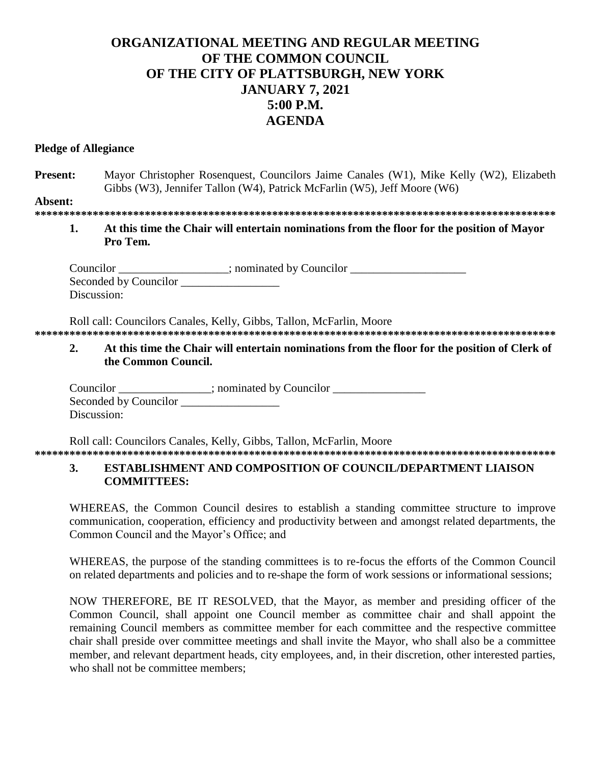# ORGANIZATIONAL MEETING AND REGULAR MEETING OF THE COMMON COUNCIL OF THE CITY OF PLATTSBURGH, NEW YORK JANUARY 7, 2021 5:00 P.M. AGENDA

**Pledge of Allegiance**

**Present:** Mayor Christopher Rosenquest, Councilors Jaime Canales (W1), Mike Kelly (W2), Elizabeth Gibbs (W3), Jennifer Tallon (W4), Patrick McFarlin (W5), Jeff Moore (W6)

**Absent:**

*********************************************************************************************

**1. At this time the Chair will entertain nominations from the floor for the position of Mayor Pro Tem.**

Councilor ___________________; nominated by Councilor ____________________
Seconded by Councilor _________________
Discussion:

Roll call: Councilors Canales, Kelly, Gibbs, Tallon, McFarlin, Moore

*********************************************************************************************

**2. At this time the Chair will entertain nominations from the floor for the position of Clerk of the Common Council.**

Councilor ________________; nominated by Councilor ________________
Seconded by Councilor _________________
Discussion:

Roll call: Councilors Canales, Kelly, Gibbs, Tallon, McFarlin, Moore

*********************************************************************************************

**3. ESTABLISHMENT AND COMPOSITION OF COUNCIL/DEPARTMENT LIAISON COMMITTEES:**

WHEREAS, the Common Council desires to establish a standing committee structure to improve communication, cooperation, efficiency and productivity between and amongst related departments, the Common Council and the Mayor's Office; and

WHEREAS, the purpose of the standing committees is to re-focus the efforts of the Common Council on related departments and policies and to re-shape the form of work sessions or informational sessions;

NOW THEREFORE, BE IT RESOLVED, that the Mayor, as member and presiding officer of the Common Council, shall appoint one Council member as committee chair and shall appoint the remaining Council members as committee member for each committee and the respective committee chair shall preside over committee meetings and shall invite the Mayor, who shall also be a committee member, and relevant department heads, city employees, and, in their discretion, other interested parties, who shall not be committee members;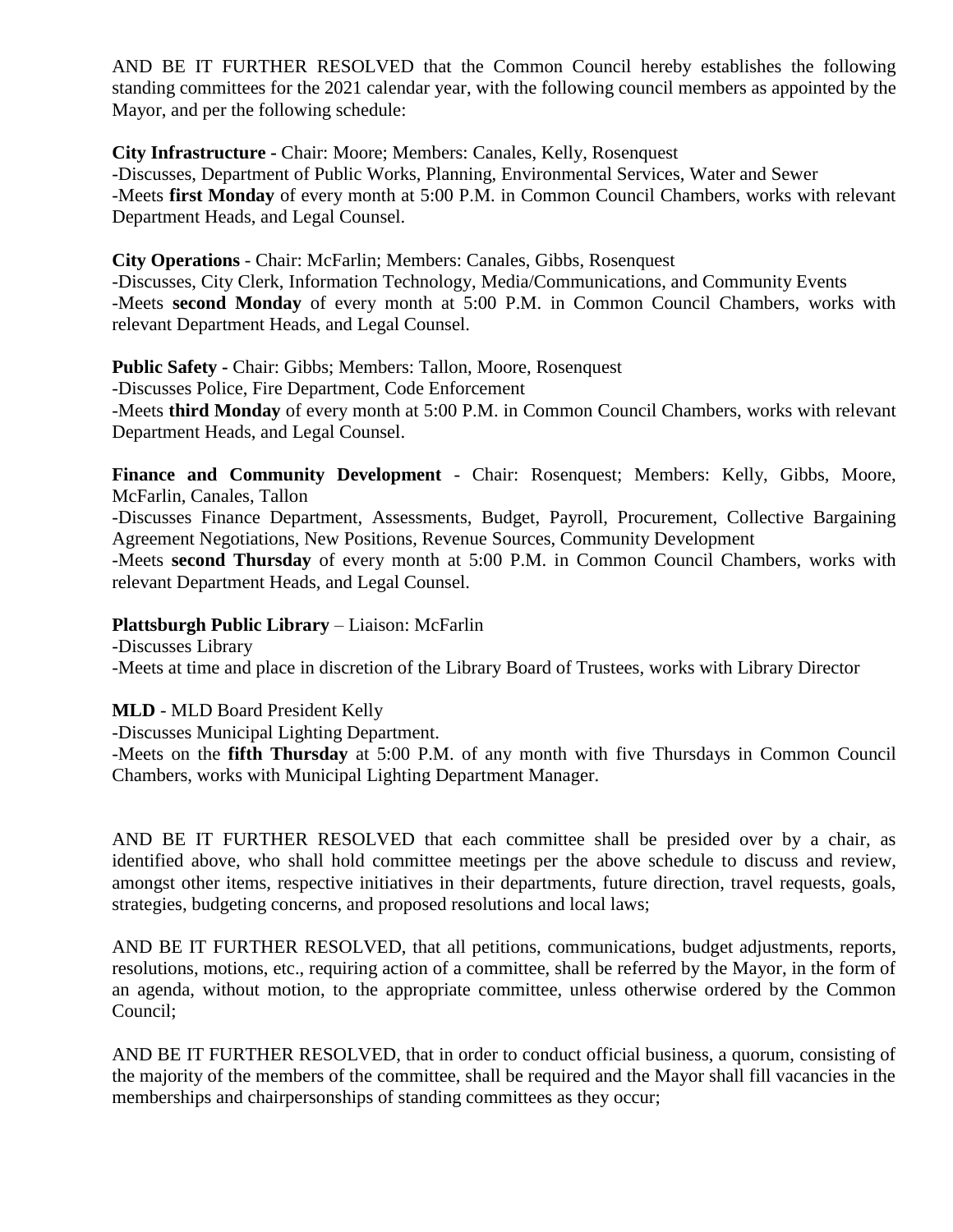AND BE IT FURTHER RESOLVED that the Common Council hereby establishes the following standing committees for the 2021 calendar year, with the following council members as appointed by the Mayor, and per the following schedule:

**City Infrastructure -** Chair: Moore; Members: Canales, Kelly, Rosenquest
-Discusses, Department of Public Works, Planning, Environmental Services, Water and Sewer
-Meets **first Monday** of every month at 5:00 P.M. in Common Council Chambers, works with relevant Department Heads, and Legal Counsel.

**City Operations** - Chair: McFarlin; Members: Canales, Gibbs, Rosenquest
-Discusses, City Clerk, Information Technology, Media/Communications, and Community Events
-Meets **second Monday** of every month at 5:00 P.M. in Common Council Chambers, works with relevant Department Heads, and Legal Counsel.

**Public Safety -** Chair: Gibbs; Members: Tallon, Moore, Rosenquest
-Discusses Police, Fire Department, Code Enforcement
-Meets **third Monday** of every month at 5:00 P.M. in Common Council Chambers, works with relevant Department Heads, and Legal Counsel.

**Finance and Community Development** - Chair: Rosenquest; Members: Kelly, Gibbs, Moore, McFarlin, Canales, Tallon
-Discusses Finance Department, Assessments, Budget, Payroll, Procurement, Collective Bargaining Agreement Negotiations, New Positions, Revenue Sources, Community Development
-Meets **second Thursday** of every month at 5:00 P.M. in Common Council Chambers, works with relevant Department Heads, and Legal Counsel.

**Plattsburgh Public Library** – Liaison: McFarlin
-Discusses Library
-Meets at time and place in discretion of the Library Board of Trustees, works with Library Director

**MLD** - MLD Board President Kelly
-Discusses Municipal Lighting Department.
-Meets on the **fifth Thursday** at 5:00 P.M. of any month with five Thursdays in Common Council Chambers, works with Municipal Lighting Department Manager.

AND BE IT FURTHER RESOLVED that each committee shall be presided over by a chair, as identified above, who shall hold committee meetings per the above schedule to discuss and review, amongst other items, respective initiatives in their departments, future direction, travel requests, goals, strategies, budgeting concerns, and proposed resolutions and local laws;

AND BE IT FURTHER RESOLVED, that all petitions, communications, budget adjustments, reports, resolutions, motions, etc., requiring action of a committee, shall be referred by the Mayor, in the form of an agenda, without motion, to the appropriate committee, unless otherwise ordered by the Common Council;

AND BE IT FURTHER RESOLVED, that in order to conduct official business, a quorum, consisting of the majority of the members of the committee, shall be required and the Mayor shall fill vacancies in the memberships and chairpersonships of standing committees as they occur;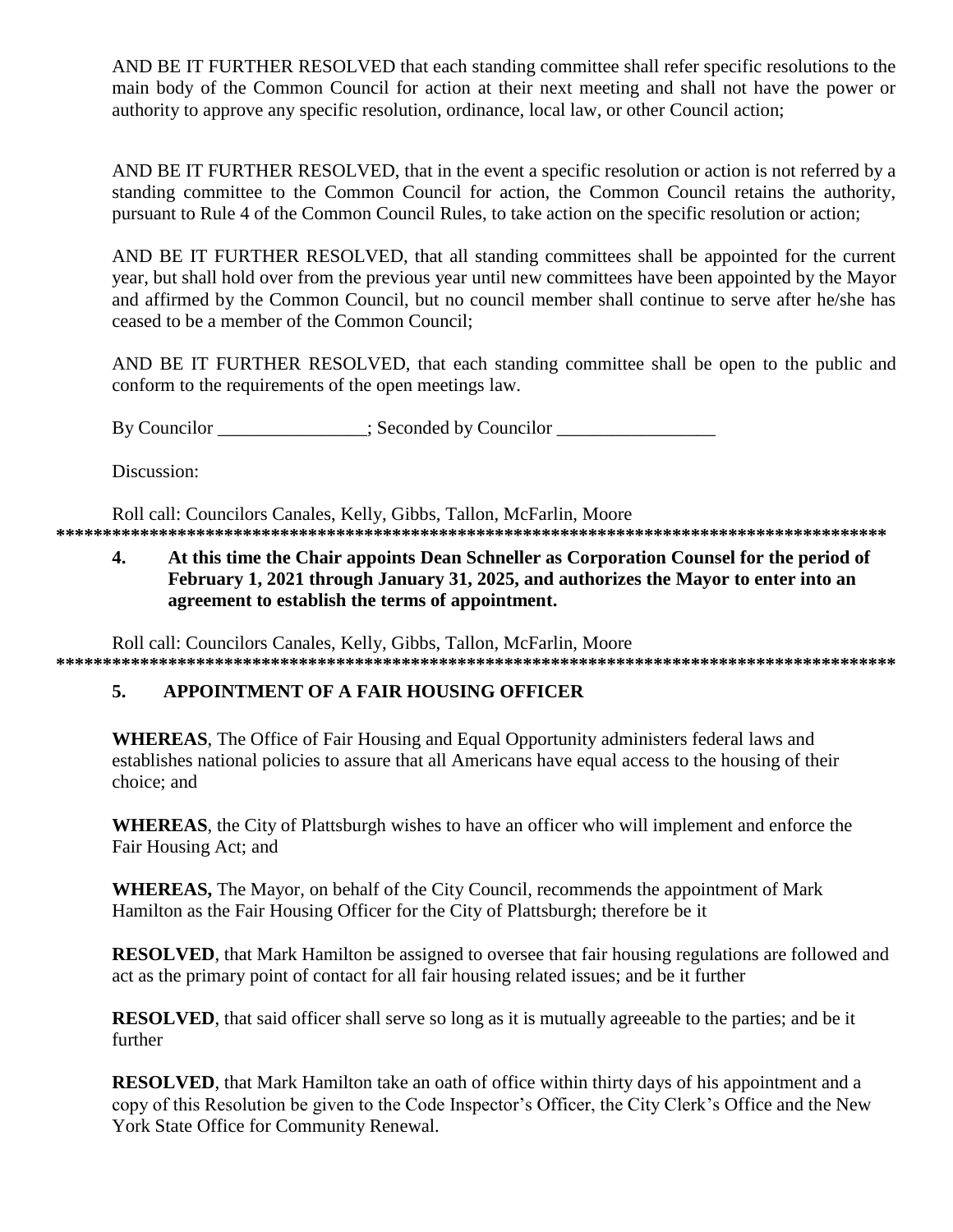AND BE IT FURTHER RESOLVED that each standing committee shall refer specific resolutions to the main body of the Common Council for action at their next meeting and shall not have the power or authority to approve any specific resolution, ordinance, local law, or other Council action;

AND BE IT FURTHER RESOLVED, that in the event a specific resolution or action is not referred by a standing committee to the Common Council for action, the Common Council retains the authority, pursuant to Rule 4 of the Common Council Rules, to take action on the specific resolution or action;

AND BE IT FURTHER RESOLVED, that all standing committees shall be appointed for the current year, but shall hold over from the previous year until new committees have been appointed by the Mayor and affirmed by the Common Council, but no council member shall continue to serve after he/she has ceased to be a member of the Common Council;

AND BE IT FURTHER RESOLVED, that each standing committee shall be open to the public and conform to the requirements of the open meetings law.

By Councilor ________________; Seconded by Councilor _________________

Discussion:

Roll call: Councilors Canales, Kelly, Gibbs, Tallon, McFarlin, Moore

*******************************************************************************************

**4. At this time the Chair appoints Dean Schneller as Corporation Counsel for the period of February 1, 2021 through January 31, 2025, and authorizes the Mayor to enter into an agreement to establish the terms of appointment.**

Roll call: Councilors Canales, Kelly, Gibbs, Tallon, McFarlin, Moore

*******************************************************************************************

**5. APPOINTMENT OF A FAIR HOUSING OFFICER**

**WHEREAS**, The Office of Fair Housing and Equal Opportunity administers federal laws and establishes national policies to assure that all Americans have equal access to the housing of their choice; and

**WHEREAS**, the City of Plattsburgh wishes to have an officer who will implement and enforce the Fair Housing Act; and

**WHEREAS,** The Mayor, on behalf of the City Council, recommends the appointment of Mark Hamilton as the Fair Housing Officer for the City of Plattsburgh; therefore be it

**RESOLVED**, that Mark Hamilton be assigned to oversee that fair housing regulations are followed and act as the primary point of contact for all fair housing related issues; and be it further

**RESOLVED**, that said officer shall serve so long as it is mutually agreeable to the parties; and be it further

**RESOLVED**, that Mark Hamilton take an oath of office within thirty days of his appointment and a copy of this Resolution be given to the Code Inspector's Officer, the City Clerk's Office and the New York State Office for Community Renewal.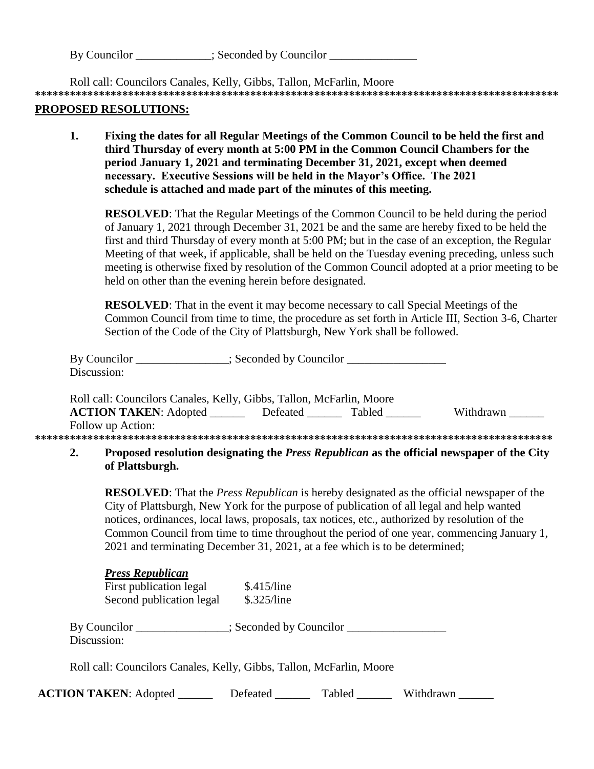By Councilor _____________; Seconded by Councilor _______________

Roll call: Councilors Canales, Kelly, Gibbs, Tallon, McFarlin, Moore

*******************************************************************************************

**PROPOSED RESOLUTIONS:**

**1. Fixing the dates for all Regular Meetings of the Common Council to be held the first and third Thursday of every month at 5:00 PM in the Common Council Chambers for the period January 1, 2021 and terminating December 31, 2021, except when deemed necessary. Executive Sessions will be held in the Mayor's Office. The 2021 schedule is attached and made part of the minutes of this meeting.**

**RESOLVED**: That the Regular Meetings of the Common Council to be held during the period of January 1, 2021 through December 31, 2021 be and the same are hereby fixed to be held the first and third Thursday of every month at 5:00 PM; but in the case of an exception, the Regular Meeting of that week, if applicable, shall be held on the Tuesday evening preceding, unless such meeting is otherwise fixed by resolution of the Common Council adopted at a prior meeting to be held on other than the evening herein before designated.

**RESOLVED**: That in the event it may become necessary to call Special Meetings of the Common Council from time to time, the procedure as set forth in Article III, Section 3-6, Charter Section of the Code of the City of Plattsburgh, New York shall be followed.

By Councilor ________________; Seconded by Councilor _________________
Discussion:

Roll call: Councilors Canales, Kelly, Gibbs, Tallon, McFarlin, Moore
**ACTION TAKEN**: Adopted ______ Defeated ______ Tabled ______ Withdrawn ______
Follow up Action:

*******************************************************************************************

**2. Proposed resolution designating the *Press Republican* as the official newspaper of the City of Plattsburgh.**

**RESOLVED**: That the *Press Republican* is hereby designated as the official newspaper of the City of Plattsburgh, New York for the purpose of publication of all legal and help wanted notices, ordinances, local laws, proposals, tax notices, etc., authorized by resolution of the Common Council from time to time throughout the period of one year, commencing January 1, 2021 and terminating December 31, 2021, at a fee which is to be determined;

***Press Republican***

First publication legal $.415/line
Second publication legal $.325/line

By Councilor ________________; Seconded by Councilor _________________
Discussion:

Roll call: Councilors Canales, Kelly, Gibbs, Tallon, McFarlin, Moore

**ACTION TAKEN**: Adopted ______ Defeated ______ Tabled ______ Withdrawn ______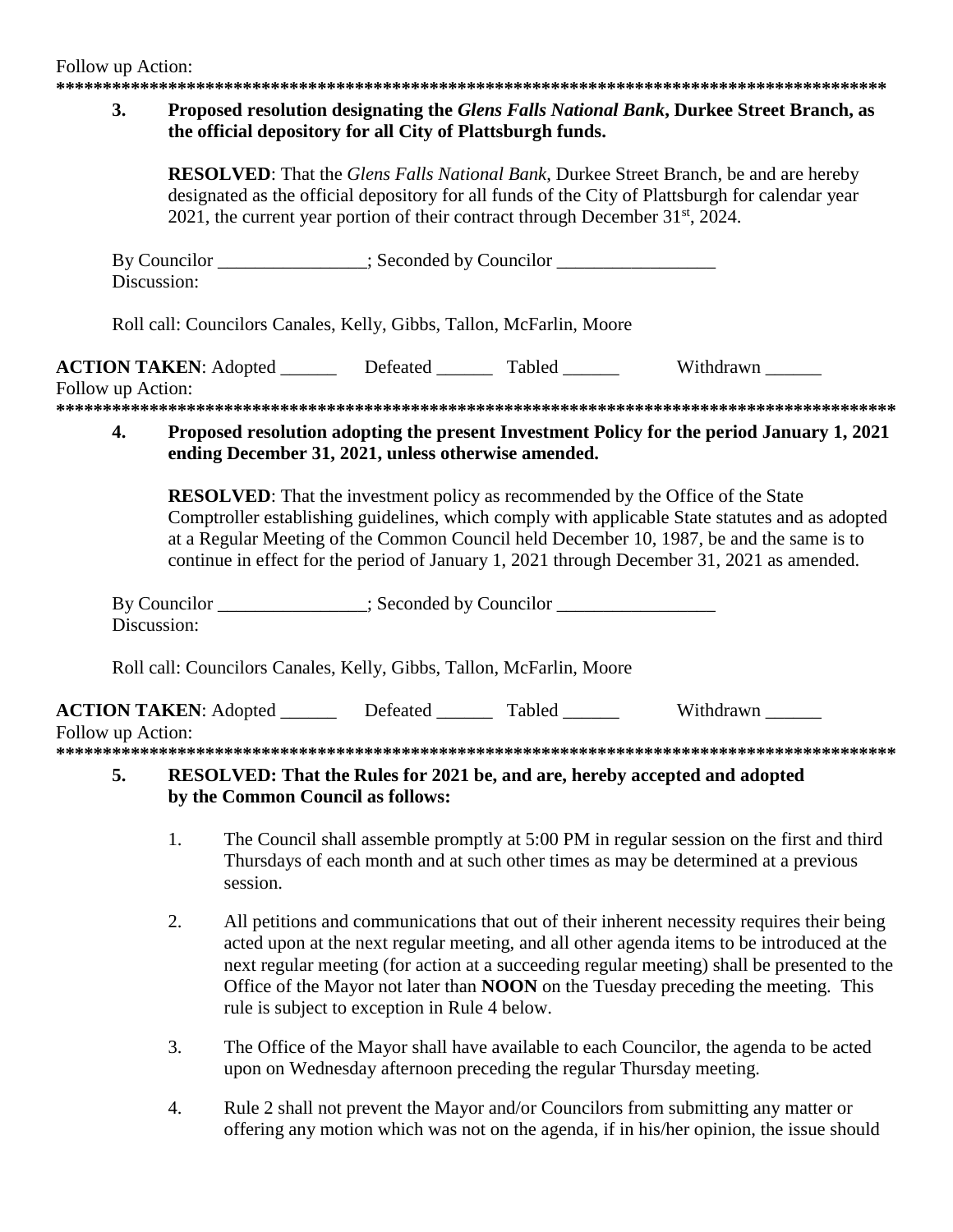Follow up Action:

******************************************************************************************

**3. Proposed resolution designating the *Glens Falls National Bank*, Durkee Street Branch, as the official depository for all City of Plattsburgh funds.**

**RESOLVED**: That the *Glens Falls National Bank*, Durkee Street Branch, be and are hereby designated as the official depository for all funds of the City of Plattsburgh for calendar year 2021, the current year portion of their contract through December 31st, 2024.

By Councilor ________________; Seconded by Councilor _________________
Discussion:

Roll call: Councilors Canales, Kelly, Gibbs, Tallon, McFarlin, Moore

**ACTION TAKEN**: Adopted ______ Defeated ______ Tabled ______ Withdrawn ______
Follow up Action:

******************************************************************************************

**4. Proposed resolution adopting the present Investment Policy for the period January 1, 2021 ending December 31, 2021, unless otherwise amended.**

**RESOLVED**: That the investment policy as recommended by the Office of the State Comptroller establishing guidelines, which comply with applicable State statutes and as adopted at a Regular Meeting of the Common Council held December 10, 1987, be and the same is to continue in effect for the period of January 1, 2021 through December 31, 2021 as amended.

By Councilor ________________; Seconded by Councilor _________________
Discussion:

Roll call: Councilors Canales, Kelly, Gibbs, Tallon, McFarlin, Moore

**ACTION TAKEN**: Adopted ______ Defeated ______ Tabled ______ Withdrawn ______
Follow up Action:

******************************************************************************************

**5. RESOLVED: That the Rules for 2021 be, and are, hereby accepted and adopted by the Common Council as follows:**

1. The Council shall assemble promptly at 5:00 PM in regular session on the first and third Thursdays of each month and at such other times as may be determined at a previous session.

2. All petitions and communications that out of their inherent necessity requires their being acted upon at the next regular meeting, and all other agenda items to be introduced at the next regular meeting (for action at a succeeding regular meeting) shall be presented to the Office of the Mayor not later than **NOON** on the Tuesday preceding the meeting. This rule is subject to exception in Rule 4 below.

3. The Office of the Mayor shall have available to each Councilor, the agenda to be acted upon on Wednesday afternoon preceding the regular Thursday meeting.

4. Rule 2 shall not prevent the Mayor and/or Councilors from submitting any matter or offering any motion which was not on the agenda, if in his/her opinion, the issue should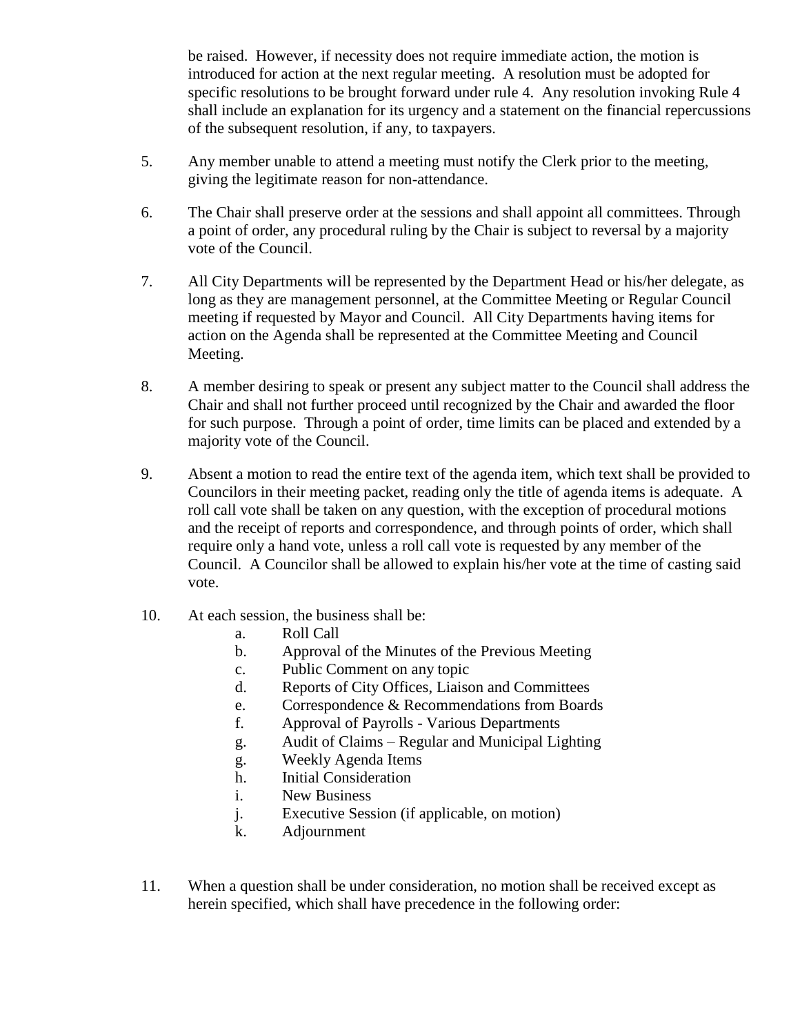be raised. However, if necessity does not require immediate action, the motion is introduced for action at the next regular meeting. A resolution must be adopted for specific resolutions to be brought forward under rule 4. Any resolution invoking Rule 4 shall include an explanation for its urgency and a statement on the financial repercussions of the subsequent resolution, if any, to taxpayers.

5. Any member unable to attend a meeting must notify the Clerk prior to the meeting, giving the legitimate reason for non-attendance.

6. The Chair shall preserve order at the sessions and shall appoint all committees. Through a point of order, any procedural ruling by the Chair is subject to reversal by a majority vote of the Council.

7. All City Departments will be represented by the Department Head or his/her delegate, as long as they are management personnel, at the Committee Meeting or Regular Council meeting if requested by Mayor and Council. All City Departments having items for action on the Agenda shall be represented at the Committee Meeting and Council Meeting.

8. A member desiring to speak or present any subject matter to the Council shall address the Chair and shall not further proceed until recognized by the Chair and awarded the floor for such purpose. Through a point of order, time limits can be placed and extended by a majority vote of the Council.

9. Absent a motion to read the entire text of the agenda item, which text shall be provided to Councilors in their meeting packet, reading only the title of agenda items is adequate. A roll call vote shall be taken on any question, with the exception of procedural motions and the receipt of reports and correspondence, and through points of order, which shall require only a hand vote, unless a roll call vote is requested by any member of the Council. A Councilor shall be allowed to explain his/her vote at the time of casting said vote.

10. At each session, the business shall be:
    - a. Roll Call
    - b. Approval of the Minutes of the Previous Meeting
    - c. Public Comment on any topic
    - d. Reports of City Offices, Liaison and Committees
    - e. Correspondence & Recommendations from Boards
    - f. Approval of Payrolls - Various Departments
    - g. Audit of Claims – Regular and Municipal Lighting
    - g. Weekly Agenda Items
    - h. Initial Consideration
    - i. New Business
    - j. Executive Session (if applicable, on motion)
    - k. Adjournment

11. When a question shall be under consideration, no motion shall be received except as herein specified, which shall have precedence in the following order: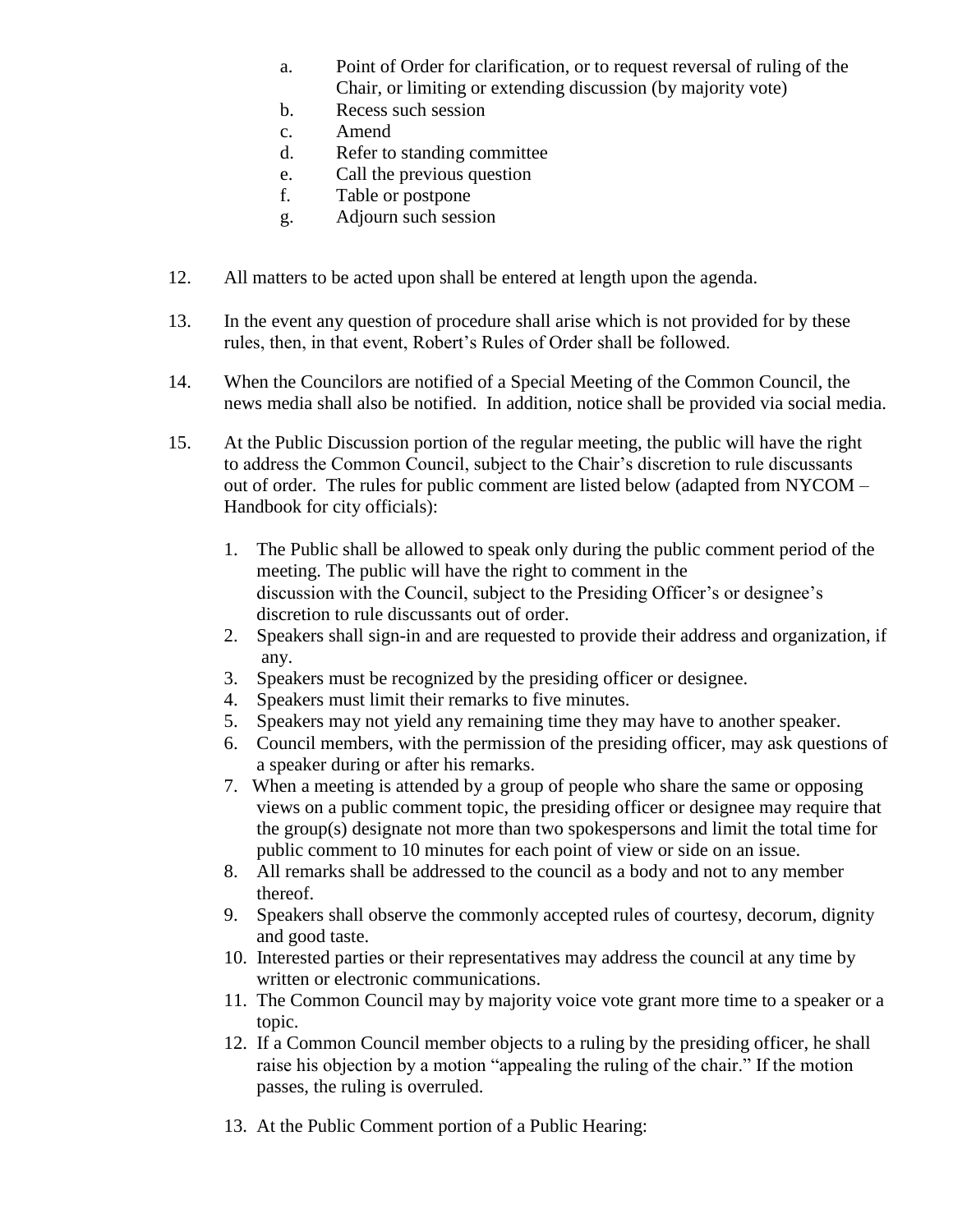a. Point of Order for clarification, or to request reversal of ruling of the Chair, or limiting or extending discussion (by majority vote)
   b. Recess such session
   c. Amend
   d. Refer to standing committee
   e. Call the previous question
   f. Table or postpone
   g. Adjourn such session

12. All matters to be acted upon shall be entered at length upon the agenda.

13. In the event any question of procedure shall arise which is not provided for by these rules, then, in that event, Robert's Rules of Order shall be followed.

14. When the Councilors are notified of a Special Meeting of the Common Council, the news media shall also be notified. In addition, notice shall be provided via social media.

15. At the Public Discussion portion of the regular meeting, the public will have the right to address the Common Council, subject to the Chair's discretion to rule discussants out of order. The rules for public comment are listed below (adapted from NYCOM – Handbook for city officials):

    1. The Public shall be allowed to speak only during the public comment period of the meeting. The public will have the right to comment in the discussion with the Council, subject to the Presiding Officer's or designee's discretion to rule discussants out of order.
    2. Speakers shall sign-in and are requested to provide their address and organization, if any.
    3. Speakers must be recognized by the presiding officer or designee.
    4. Speakers must limit their remarks to five minutes.
    5. Speakers may not yield any remaining time they may have to another speaker.
    6. Council members, with the permission of the presiding officer, may ask questions of a speaker during or after his remarks.
    7. When a meeting is attended by a group of people who share the same or opposing views on a public comment topic, the presiding officer or designee may require that the group(s) designate not more than two spokespersons and limit the total time for public comment to 10 minutes for each point of view or side on an issue.
    8. All remarks shall be addressed to the council as a body and not to any member thereof.
    9. Speakers shall observe the commonly accepted rules of courtesy, decorum, dignity and good taste.
    10. Interested parties or their representatives may address the council at any time by written or electronic communications.
    11. The Common Council may by majority voice vote grant more time to a speaker or a topic.
    12. If a Common Council member objects to a ruling by the presiding officer, he shall raise his objection by a motion "appealing the ruling of the chair." If the motion passes, the ruling is overruled.

    13. At the Public Comment portion of a Public Hearing: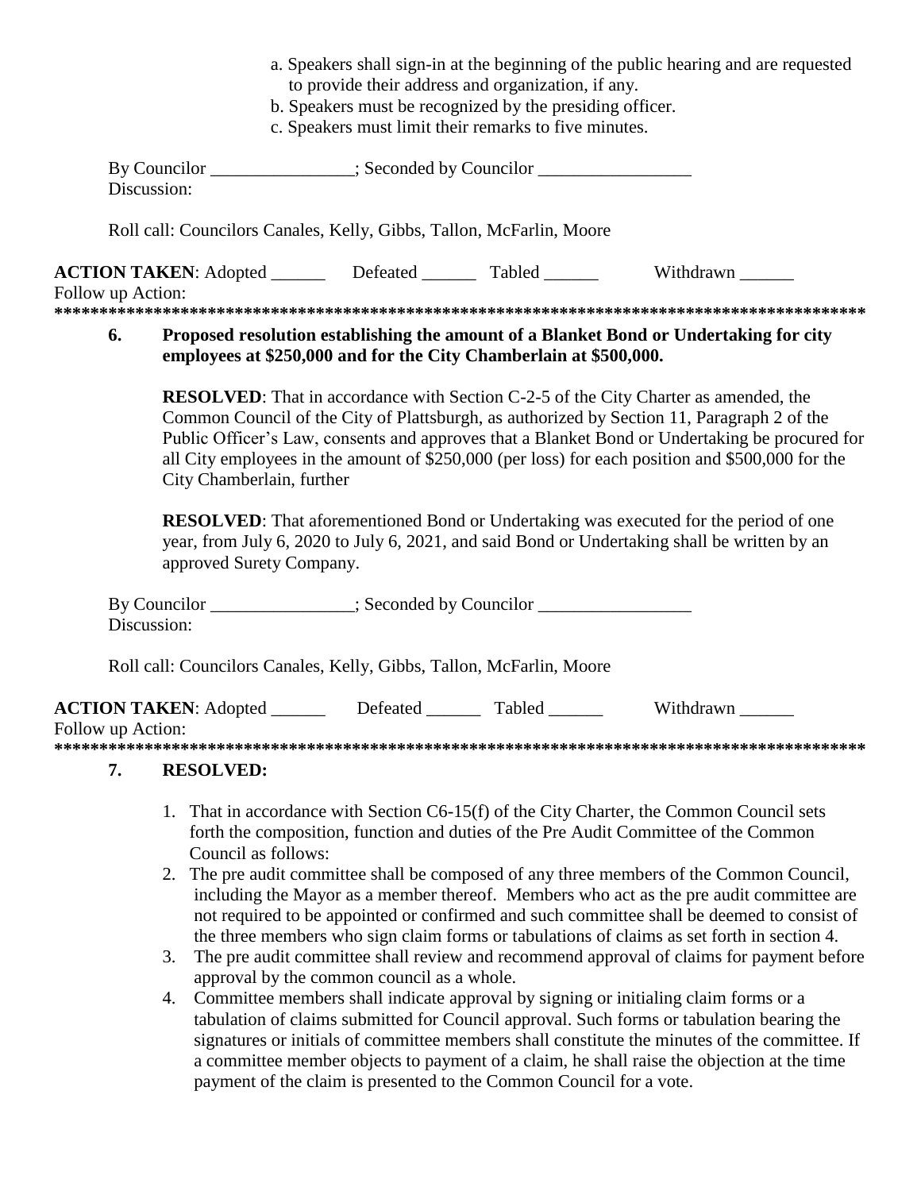a. Speakers shall sign-in at the beginning of the public hearing and are requested to provide their address and organization, if any.
b. Speakers must be recognized by the presiding officer.
c. Speakers must limit their remarks to five minutes.

By Councilor ________________; Seconded by Councilor _________________
Discussion:

Roll call: Councilors Canales, Kelly, Gibbs, Tallon, McFarlin, Moore

**ACTION TAKEN**: Adopted ______ Defeated ______ Tabled ______ Withdrawn ______
Follow up Action:
**********************************************************************************************

**6. Proposed resolution establishing the amount of a Blanket Bond or Undertaking for city employees at $250,000 and for the City Chamberlain at $500,000.**

**RESOLVED**: That in accordance with Section C-2-5 of the City Charter as amended, the Common Council of the City of Plattsburgh, as authorized by Section 11, Paragraph 2 of the Public Officer's Law, consents and approves that a Blanket Bond or Undertaking be procured for all City employees in the amount of $250,000 (per loss) for each position and $500,000 for the City Chamberlain, further

**RESOLVED**: That aforementioned Bond or Undertaking was executed for the period of one year, from July 6, 2020 to July 6, 2021, and said Bond or Undertaking shall be written by an approved Surety Company.

By Councilor ________________; Seconded by Councilor _________________
Discussion:

Roll call: Councilors Canales, Kelly, Gibbs, Tallon, McFarlin, Moore

**ACTION TAKEN**: Adopted ______ Defeated ______ Tabled ______ Withdrawn ______
Follow up Action:
**********************************************************************************************

**7. RESOLVED:**

1. That in accordance with Section C6-15(f) of the City Charter, the Common Council sets forth the composition, function and duties of the Pre Audit Committee of the Common Council as follows:
2. The pre audit committee shall be composed of any three members of the Common Council, including the Mayor as a member thereof. Members who act as the pre audit committee are not required to be appointed or confirmed and such committee shall be deemed to consist of the three members who sign claim forms or tabulations of claims as set forth in section 4.
3. The pre audit committee shall review and recommend approval of claims for payment before approval by the common council as a whole.
4. Committee members shall indicate approval by signing or initialing claim forms or a tabulation of claims submitted for Council approval. Such forms or tabulation bearing the signatures or initials of committee members shall constitute the minutes of the committee. If a committee member objects to payment of a claim, he shall raise the objection at the time payment of the claim is presented to the Common Council for a vote.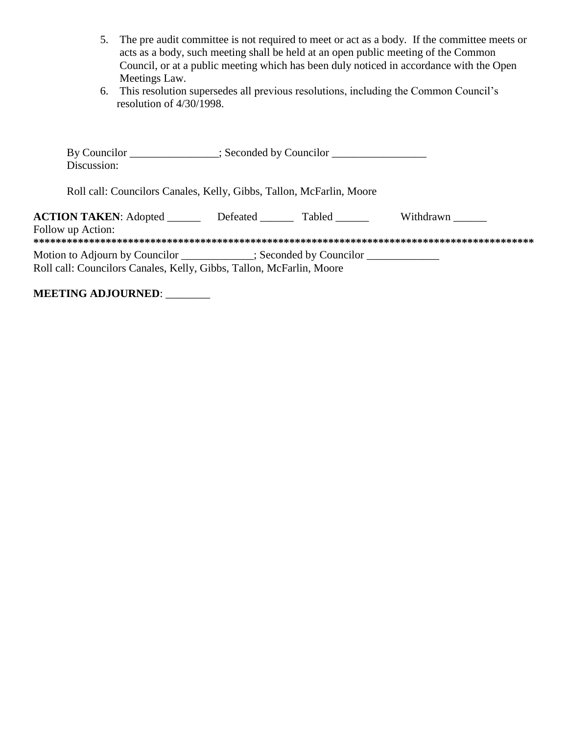5. The pre audit committee is not required to meet or act as a body. If the committee meets or acts as a body, such meeting shall be held at an open public meeting of the Common Council, or at a public meeting which has been duly noticed in accordance with the Open Meetings Law.
6. This resolution supersedes all previous resolutions, including the Common Council's resolution of 4/30/1998.

By Councilor ________________; Seconded by Councilor _________________
Discussion:

Roll call: Councilors Canales, Kelly, Gibbs, Tallon, McFarlin, Moore

**ACTION TAKEN**: Adopted ______ Defeated ______ Tabled ______ Withdrawn ______
Follow up Action:

******************************************************************************************

Motion to Adjourn by Councilor _____________; Seconded by Councilor _____________
Roll call: Councilors Canales, Kelly, Gibbs, Tallon, McFarlin, Moore

**MEETING ADJOURNED**: ________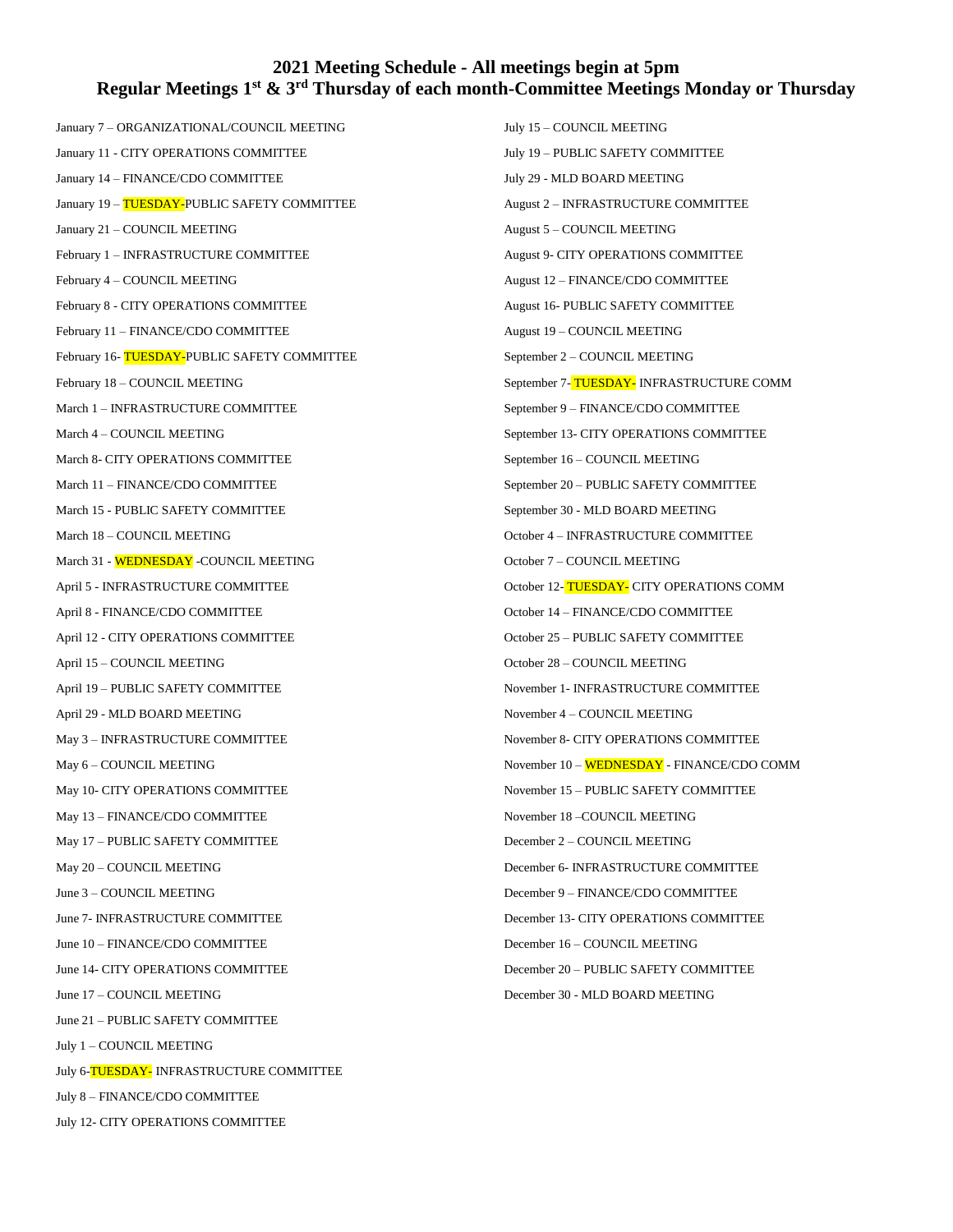# 2021 Meeting Schedule - All meetings begin at 5pm
## Regular Meetings 1st & 3rd Thursday of each month-Committee Meetings Monday or Thursday

January 7 – ORGANIZATIONAL/COUNCIL MEETING

January 11 - CITY OPERATIONS COMMITTEE

January 14 – FINANCE/CDO COMMITTEE

January 19 – TUESDAY-PUBLIC SAFETY COMMITTEE

January 21 – COUNCIL MEETING

February 1 – INFRASTRUCTURE COMMITTEE

February 4 – COUNCIL MEETING

February 8 - CITY OPERATIONS COMMITTEE

February 11 – FINANCE/CDO COMMITTEE

February 16- TUESDAY-PUBLIC SAFETY COMMITTEE

February 18 – COUNCIL MEETING

March 1 – INFRASTRUCTURE COMMITTEE

March 4 – COUNCIL MEETING

March 8- CITY OPERATIONS COMMITTEE

March 11 – FINANCE/CDO COMMITTEE

March 15 - PUBLIC SAFETY COMMITTEE

March 18 – COUNCIL MEETING

March 31 - WEDNESDAY -COUNCIL MEETING

April 5 - INFRASTRUCTURE COMMITTEE

April 8 - FINANCE/CDO COMMITTEE

April 12 - CITY OPERATIONS COMMITTEE

April 15 – COUNCIL MEETING

April 19 – PUBLIC SAFETY COMMITTEE

April 29 - MLD BOARD MEETING

May 3 – INFRASTRUCTURE COMMITTEE

May 6 – COUNCIL MEETING

May 10- CITY OPERATIONS COMMITTEE

May 13 – FINANCE/CDO COMMITTEE

May 17 – PUBLIC SAFETY COMMITTEE

May 20 – COUNCIL MEETING

June 3 – COUNCIL MEETING

June 7- INFRASTRUCTURE COMMITTEE

June 10 – FINANCE/CDO COMMITTEE

June 14- CITY OPERATIONS COMMITTEE

June 17 – COUNCIL MEETING

June 21 – PUBLIC SAFETY COMMITTEE

July 1 – COUNCIL MEETING

July 6-TUESDAY- INFRASTRUCTURE COMMITTEE

July 8 – FINANCE/CDO COMMITTEE

July 12- CITY OPERATIONS COMMITTEE

July 15 – COUNCIL MEETING

July 19 – PUBLIC SAFETY COMMITTEE

July 29 - MLD BOARD MEETING

August 2 – INFRASTRUCTURE COMMITTEE

August 5 – COUNCIL MEETING

August 9- CITY OPERATIONS COMMITTEE

August 12 – FINANCE/CDO COMMITTEE

August 16- PUBLIC SAFETY COMMITTEE

August 19 – COUNCIL MEETING

September 2 – COUNCIL MEETING

September 7- TUESDAY- INFRASTRUCTURE COMM

September 9 – FINANCE/CDO COMMITTEE

September 13- CITY OPERATIONS COMMITTEE

September 16 – COUNCIL MEETING

September 20 – PUBLIC SAFETY COMMITTEE

September 30 - MLD BOARD MEETING

October 4 – INFRASTRUCTURE COMMITTEE

October 7 – COUNCIL MEETING

October 12- TUESDAY- CITY OPERATIONS COMM

October 14 – FINANCE/CDO COMMITTEE

October 25 – PUBLIC SAFETY COMMITTEE

October 28 – COUNCIL MEETING

November 1- INFRASTRUCTURE COMMITTEE

November 4 – COUNCIL MEETING

November 8- CITY OPERATIONS COMMITTEE

November 10 – WEDNESDAY - FINANCE/CDO COMM

November 15 – PUBLIC SAFETY COMMITTEE

November 18 –COUNCIL MEETING

December 2 – COUNCIL MEETING

December 6- INFRASTRUCTURE COMMITTEE

December 9 – FINANCE/CDO COMMITTEE

December 13- CITY OPERATIONS COMMITTEE

December 16 – COUNCIL MEETING

December 20 – PUBLIC SAFETY COMMITTEE

December 30 - MLD BOARD MEETING